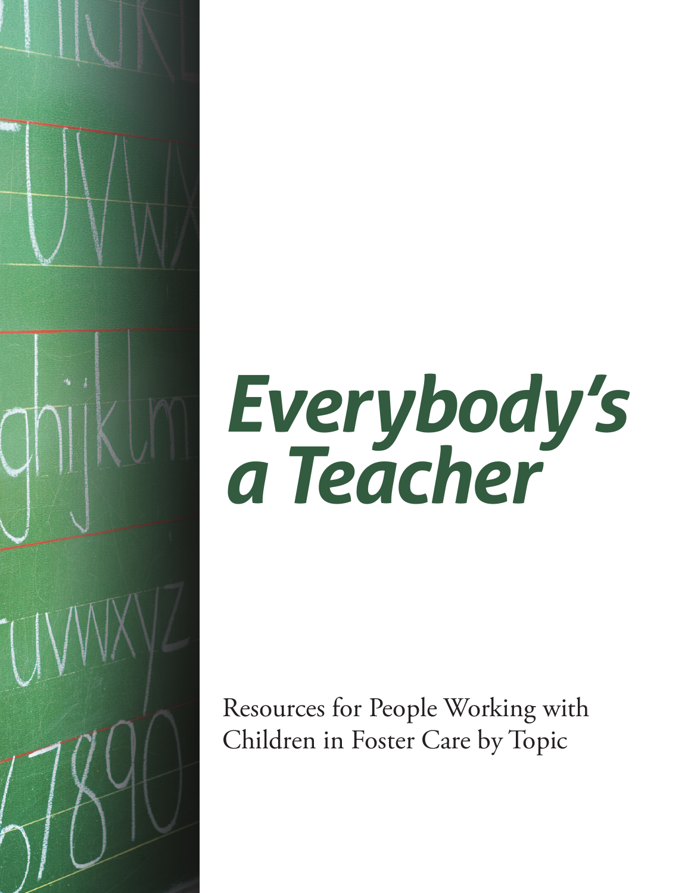# *Everybody's a Teacher*

Resources for People Working with Children in Foster Care by Topic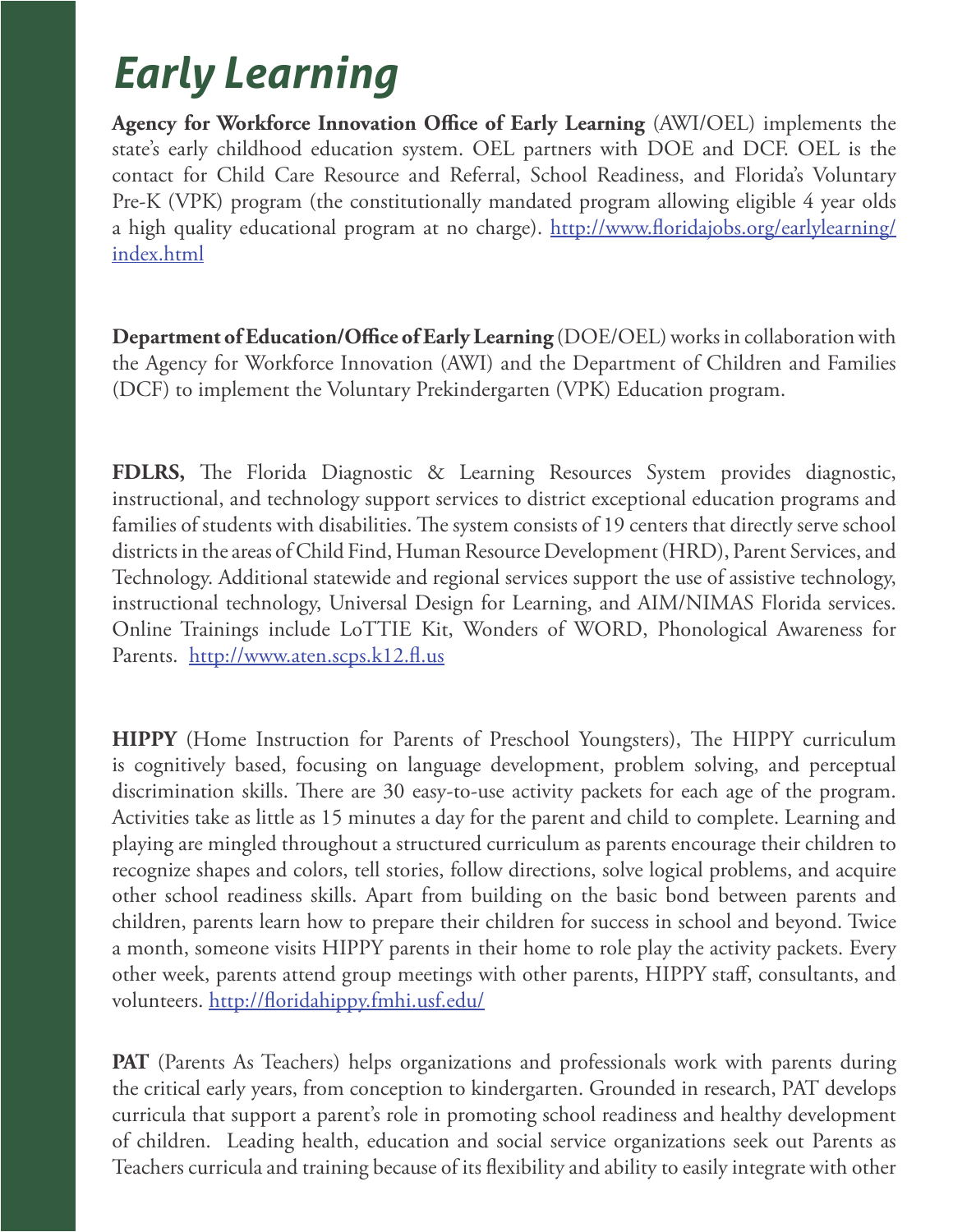# *Early Learning*

**Agency for Workforce Innovation Office of Early Learning** (AWI/OEL) implements the state's early childhood education system. OEL partners with DOE and DCF. OEL is the contact for Child Care Resource and Referral, School Readiness, and Florida's Voluntary Pre-K (VPK) program (the constitutionally mandated program allowing eligible 4 year olds a high quality educational program at no charge). http://www.floridajobs.org/earlylearning/index.html

**Department of Education/Office of Early Learning** (DOE/OEL) works in collaboration with the Agency for Workforce Innovation (AWI) and the Department of Children and Families (DCF) to implement the Voluntary Prekindergarten (VPK) Education program.

**FDLRS,** The Florida Diagnostic & Learning Resources System provides diagnostic, instructional, and technology support services to district exceptional education programs and families of students with disabilities. The system consists of 19 centers that directly serve school districts in the areas of Child Find, Human Resource Development (HRD), Parent Services, and Technology. Additional statewide and regional services support the use of assistive technology, instructional technology, Universal Design for Learning, and AIM/NIMAS Florida services. Online Trainings include LoTTIE Kit, Wonders of WORD, Phonological Awareness for Parents. http://www.aten.scps.k12.fl.us

**HIPPY** (Home Instruction for Parents of Preschool Youngsters), The HIPPY curriculum is cognitively based, focusing on language development, problem solving, and perceptual discrimination skills. There are 30 easy-to-use activity packets for each age of the program. Activities take as little as 15 minutes a day for the parent and child to complete. Learning and playing are mingled throughout a structured curriculum as parents encourage their children to recognize shapes and colors, tell stories, follow directions, solve logical problems, and acquire other school readiness skills. Apart from building on the basic bond between parents and children, parents learn how to prepare their children for success in school and beyond. Twice a month, someone visits HIPPY parents in their home to role play the activity packets. Every other week, parents attend group meetings with other parents, HIPPY staff, consultants, and volunteers. http://floridahippy.fmhi.usf.edu/

**PAT** (Parents As Teachers) helps organizations and professionals work with parents during the critical early years, from conception to kindergarten. Grounded in research, PAT develops curricula that support a parent's role in promoting school readiness and healthy development of children. Leading health, education and social service organizations seek out Parents as Teachers curricula and training because of its flexibility and ability to easily integrate with other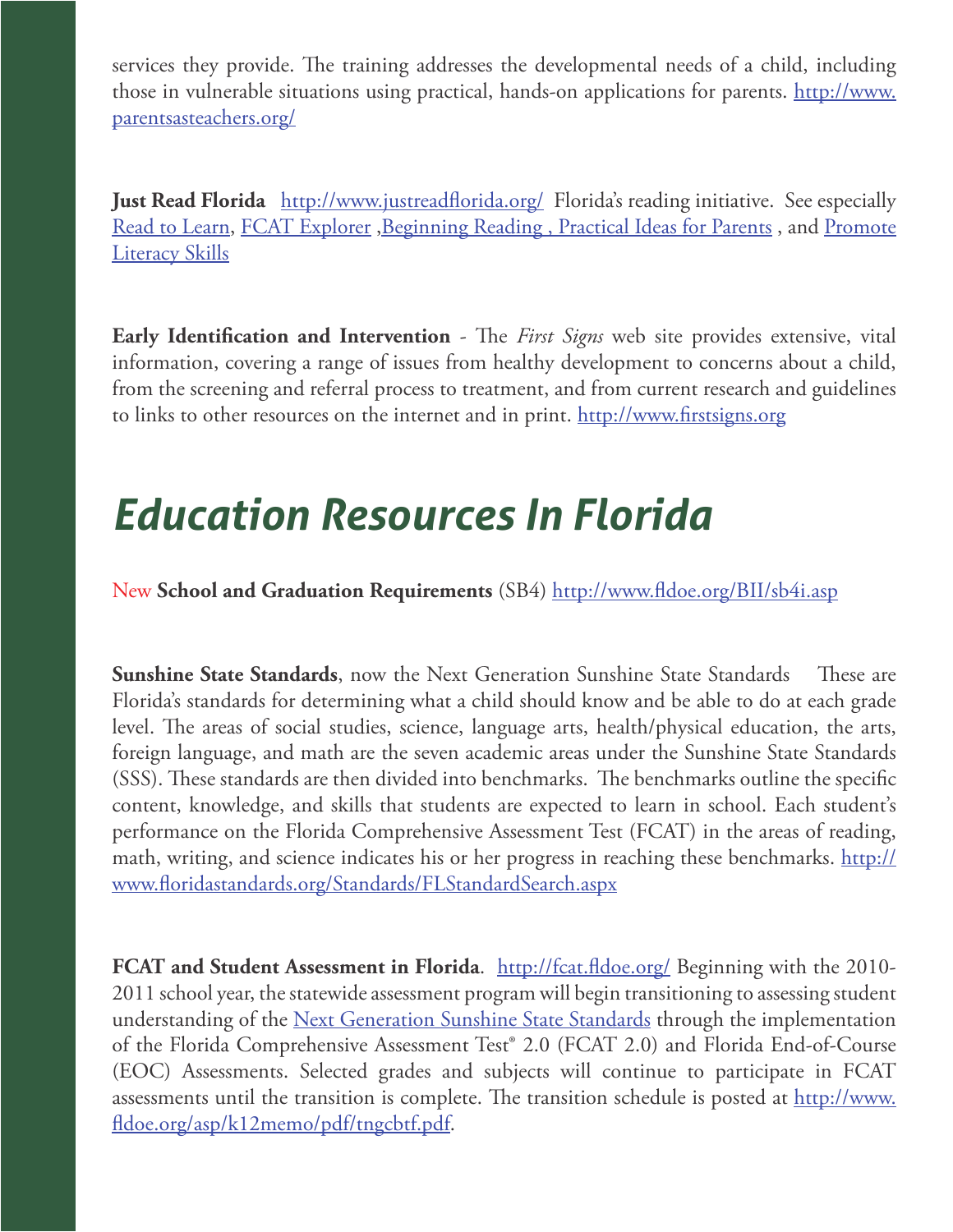services they provide. The training addresses the developmental needs of a child, including those in vulnerable situations using practical, hands-on applications for parents. http://www.parentsasteachers.org/

**Just Read Florida** http://www.justreadflorida.org/ Florida's reading initiative. See especially Read to Learn, FCAT Explorer ,Beginning Reading , Practical Ideas for Parents , and Promote Literacy Skills

**Early Identification and Intervention** - The *First Signs* web site provides extensive, vital information, covering a range of issues from healthy development to concerns about a child, from the screening and referral process to treatment, and from current research and guidelines to links to other resources on the internet and in print. http://www.firstsigns.org

# Education Resources In Florida

New **School and Graduation Requirements** (SB4) http://www.fldoe.org/BII/sb4i.asp

**Sunshine State Standards**, now the Next Generation Sunshine State Standards These are Florida's standards for determining what a child should know and be able to do at each grade level. The areas of social studies, science, language arts, health/physical education, the arts, foreign language, and math are the seven academic areas under the Sunshine State Standards (SSS). These standards are then divided into benchmarks. The benchmarks outline the specific content, knowledge, and skills that students are expected to learn in school. Each student's performance on the Florida Comprehensive Assessment Test (FCAT) in the areas of reading, math, writing, and science indicates his or her progress in reaching these benchmarks. http://www.floridastandards.org/Standards/FLStandardSearch.aspx

**FCAT and Student Assessment in Florida**. http://fcat.fldoe.org/ Beginning with the 2010-2011 school year, the statewide assessment program will begin transitioning to assessing student understanding of the Next Generation Sunshine State Standards through the implementation of the Florida Comprehensive Assessment Test® 2.0 (FCAT 2.0) and Florida End-of-Course (EOC) Assessments. Selected grades and subjects will continue to participate in FCAT assessments until the transition is complete. The transition schedule is posted at http://www.fldoe.org/asp/k12memo/pdf/tngcbtf.pdf.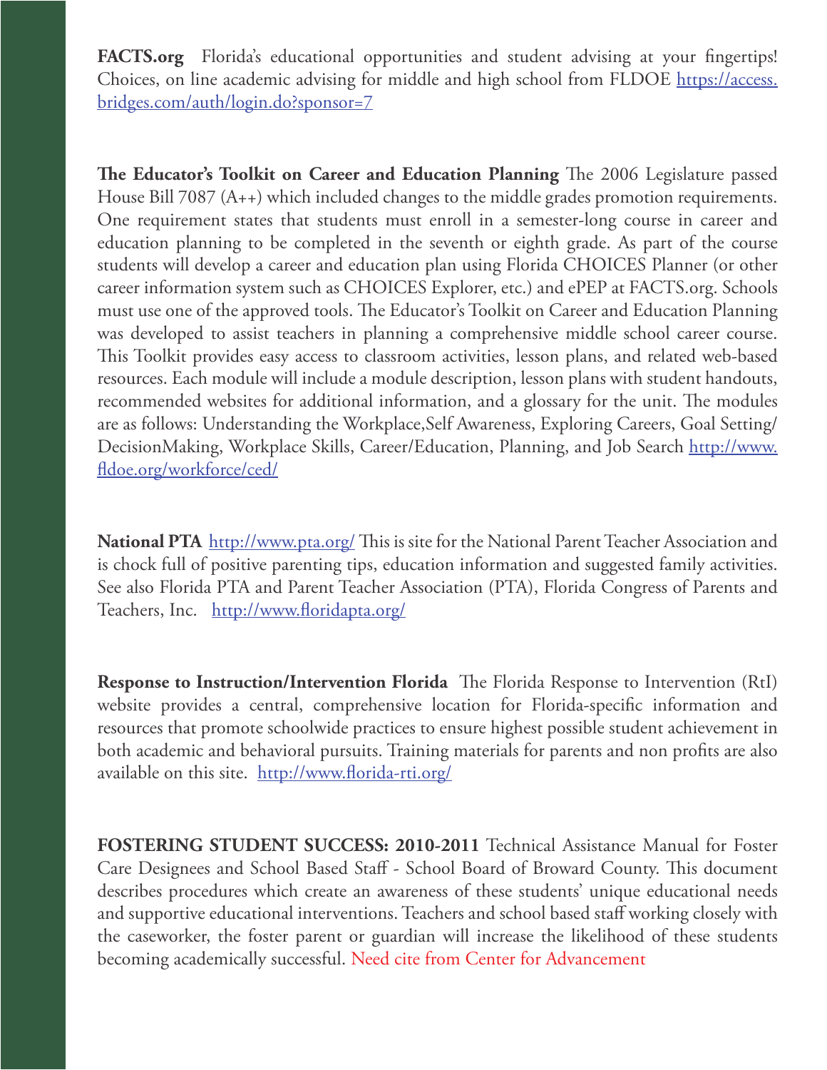**FACTS.org** Florida's educational opportunities and student advising at your fingertips! Choices, on line academic advising for middle and high school from FLDOE https://access.bridges.com/auth/login.do?sponsor=7

**The Educator's Toolkit on Career and Education Planning** The 2006 Legislature passed House Bill 7087 (A++) which included changes to the middle grades promotion requirements. One requirement states that students must enroll in a semester-long course in career and education planning to be completed in the seventh or eighth grade. As part of the course students will develop a career and education plan using Florida CHOICES Planner (or other career information system such as CHOICES Explorer, etc.) and ePEP at FACTS.org. Schools must use one of the approved tools. The Educator's Toolkit on Career and Education Planning was developed to assist teachers in planning a comprehensive middle school career course. This Toolkit provides easy access to classroom activities, lesson plans, and related web-based resources. Each module will include a module description, lesson plans with student handouts, recommended websites for additional information, and a glossary for the unit. The modules are as follows: Understanding the Workplace,Self Awareness, Exploring Careers, Goal Setting/DecisionMaking, Workplace Skills, Career/Education, Planning, and Job Search http://www.fldoe.org/workforce/ced/

**National PTA** http://www.pta.org/ This is site for the National Parent Teacher Association and is chock full of positive parenting tips, education information and suggested family activities. See also Florida PTA and Parent Teacher Association (PTA), Florida Congress of Parents and Teachers, Inc. http://www.floridapta.org/

**Response to Instruction/Intervention Florida** The Florida Response to Intervention (RtI) website provides a central, comprehensive location for Florida-specific information and resources that promote schoolwide practices to ensure highest possible student achievement in both academic and behavioral pursuits. Training materials for parents and non profits are also available on this site. http://www.florida-rti.org/

**FOSTERING STUDENT SUCCESS: 2010-2011** Technical Assistance Manual for Foster Care Designees and School Based Staff - School Board of Broward County. This document describes procedures which create an awareness of these students' unique educational needs and supportive educational interventions. Teachers and school based staff working closely with the caseworker, the foster parent or guardian will increase the likelihood of these students becoming academically successful. Need cite from Center for Advancement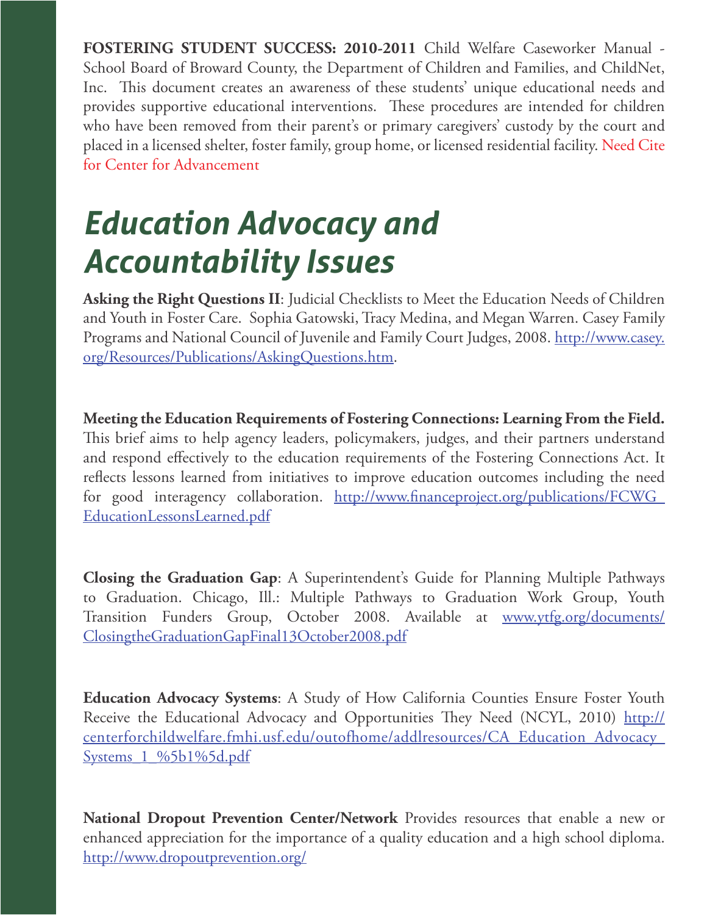**FOSTERING STUDENT SUCCESS: 2010-2011** Child Welfare Caseworker Manual - School Board of Broward County, the Department of Children and Families, and ChildNet, Inc. This document creates an awareness of these students' unique educational needs and provides supportive educational interventions. These procedures are intended for children who have been removed from their parent's or primary caregivers' custody by the court and placed in a licensed shelter, foster family, group home, or licensed residential facility. Need Cite for Center for Advancement

# *Education Advocacy and Accountability Issues*

**Asking the Right Questions II**: Judicial Checklists to Meet the Education Needs of Children and Youth in Foster Care. Sophia Gatowski, Tracy Medina, and Megan Warren. Casey Family Programs and National Council of Juvenile and Family Court Judges, 2008. http://www.casey.org/Resources/Publications/AskingQuestions.htm.

**Meeting the Education Requirements of Fostering Connections: Learning From the Field.** This brief aims to help agency leaders, policymakers, judges, and their partners understand and respond effectively to the education requirements of the Fostering Connections Act. It reflects lessons learned from initiatives to improve education outcomes including the need for good interagency collaboration. http://www.financeproject.org/publications/FCWG_EducationLessonsLearned.pdf

**Closing the Graduation Gap**: A Superintendent's Guide for Planning Multiple Pathways to Graduation. Chicago, Ill.: Multiple Pathways to Graduation Work Group, Youth Transition Funders Group, October 2008. Available at www.ytfg.org/documents/ClosingtheGraduationGapFinal13October2008.pdf

**Education Advocacy Systems**: A Study of How California Counties Ensure Foster Youth Receive the Educational Advocacy and Opportunities They Need (NCYL, 2010) http://centerforchildwelfare.fmhi.usf.edu/outofhome/addlresources/CA_Education_Advocacy_Systems_1_%5b1%5d.pdf

**National Dropout Prevention Center/Network** Provides resources that enable a new or enhanced appreciation for the importance of a quality education and a high school diploma. http://www.dropoutprevention.org/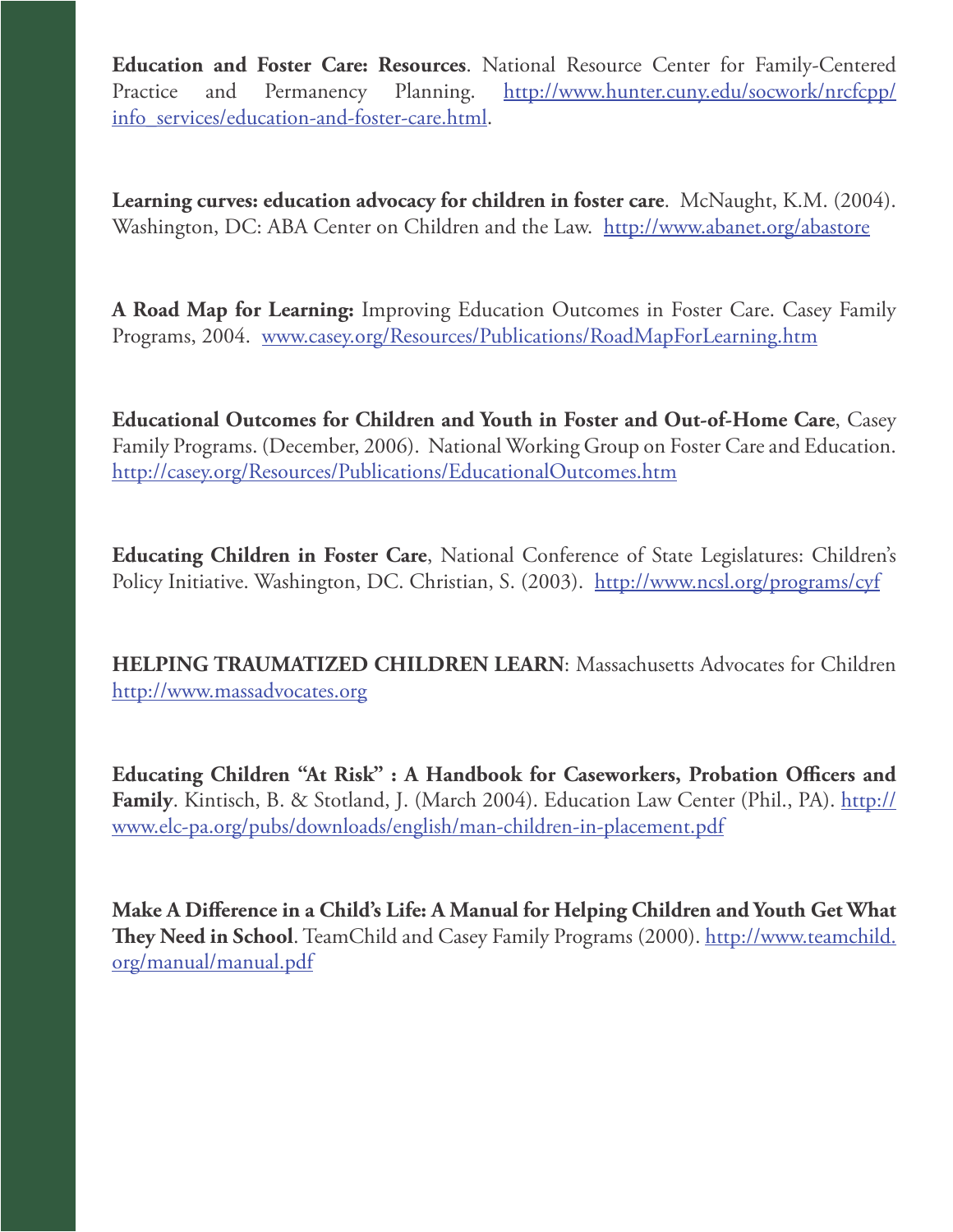**Education and Foster Care: Resources**. National Resource Center for Family-Centered Practice and Permanency Planning. http://www.hunter.cuny.edu/socwork/nrcfcpp/info_services/education-and-foster-care.html.

**Learning curves: education advocacy for children in foster care**. McNaught, K.M. (2004). Washington, DC: ABA Center on Children and the Law. http://www.abanet.org/abastore

**A Road Map for Learning:** Improving Education Outcomes in Foster Care. Casey Family Programs, 2004. www.casey.org/Resources/Publications/RoadMapForLearning.htm

**Educational Outcomes for Children and Youth in Foster and Out-of-Home Care**, Casey Family Programs. (December, 2006). National Working Group on Foster Care and Education. http://casey.org/Resources/Publications/EducationalOutcomes.htm

**Educating Children in Foster Care**, National Conference of State Legislatures: Children's Policy Initiative. Washington, DC. Christian, S. (2003). http://www.ncsl.org/programs/cyf

**HELPING TRAUMATIZED CHILDREN LEARN**: Massachusetts Advocates for Children http://www.massadvocates.org

**Educating Children "At Risk" : A Handbook for Caseworkers, Probation Officers and Family**. Kintisch, B. & Stotland, J. (March 2004). Education Law Center (Phil., PA). http://www.elc-pa.org/pubs/downloads/english/man-children-in-placement.pdf

**Make A Difference in a Child's Life: A Manual for Helping Children and Youth Get What They Need in School**. TeamChild and Casey Family Programs (2000). http://www.teamchild.org/manual/manual.pdf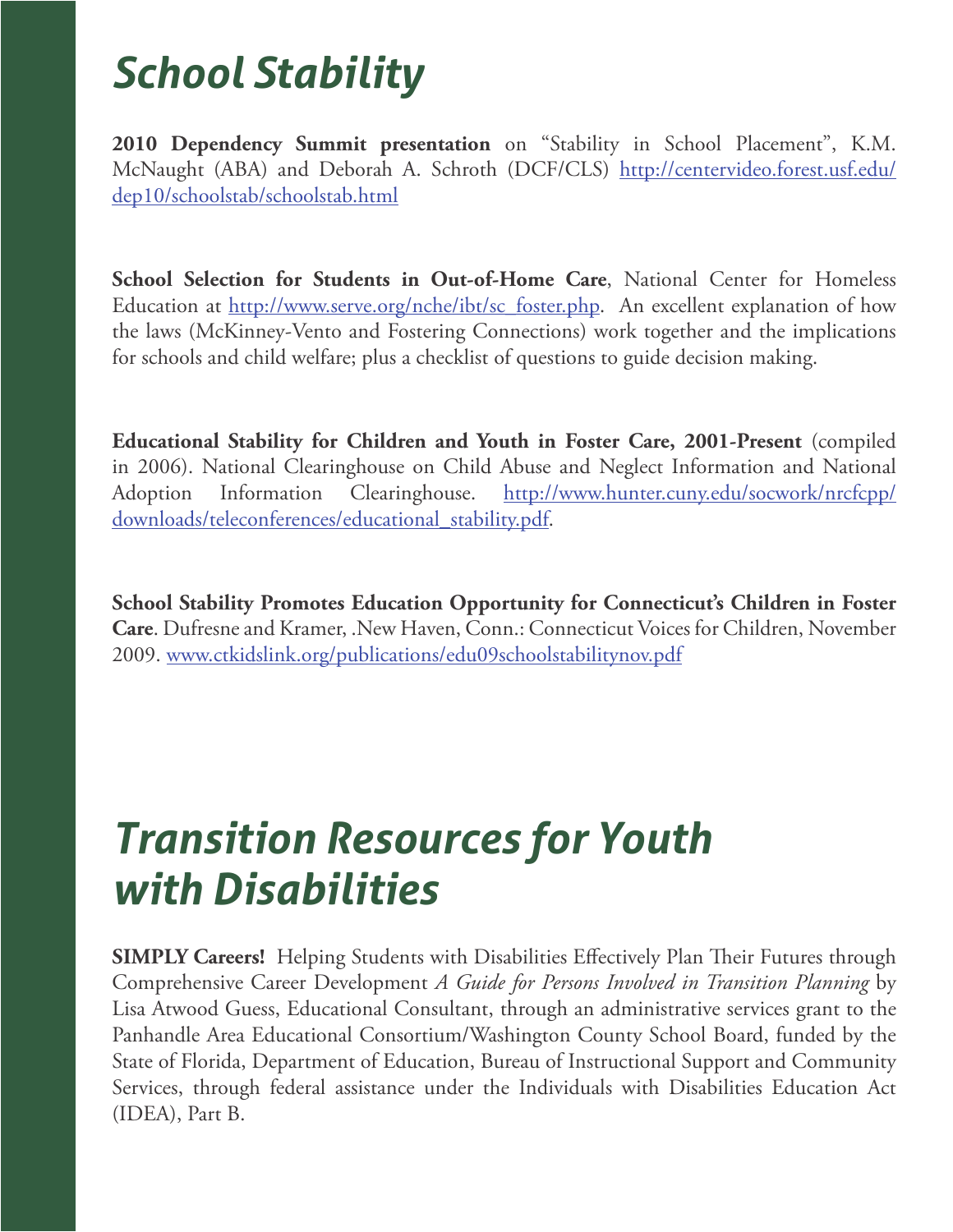# School Stability

**2010 Dependency Summit presentation** on "Stability in School Placement", K.M. McNaught (ABA) and Deborah A. Schroth (DCF/CLS) http://centervideo.forest.usf.edu/dep10/schoolstab/schoolstab.html

**School Selection for Students in Out-of-Home Care**, National Center for Homeless Education at http://www.serve.org/nche/ibt/sc_foster.php. An excellent explanation of how the laws (McKinney-Vento and Fostering Connections) work together and the implications for schools and child welfare; plus a checklist of questions to guide decision making.

**Educational Stability for Children and Youth in Foster Care, 2001-Present** (compiled in 2006). National Clearinghouse on Child Abuse and Neglect Information and National Adoption Information Clearinghouse. http://www.hunter.cuny.edu/socwork/nrcfcpp/downloads/teleconferences/educational_stability.pdf.

**School Stability Promotes Education Opportunity for Connecticut's Children in Foster Care**. Dufresne and Kramer, .New Haven, Conn.: Connecticut Voices for Children, November 2009. www.ctkidslink.org/publications/edu09schoolstabilitynov.pdf

# Transition Resources for Youth with Disabilities

**SIMPLY Careers!** Helping Students with Disabilities Effectively Plan Their Futures through Comprehensive Career Development *A Guide for Persons Involved in Transition Planning* by Lisa Atwood Guess, Educational Consultant, through an administrative services grant to the Panhandle Area Educational Consortium/Washington County School Board, funded by the State of Florida, Department of Education, Bureau of Instructional Support and Community Services, through federal assistance under the Individuals with Disabilities Education Act (IDEA), Part B.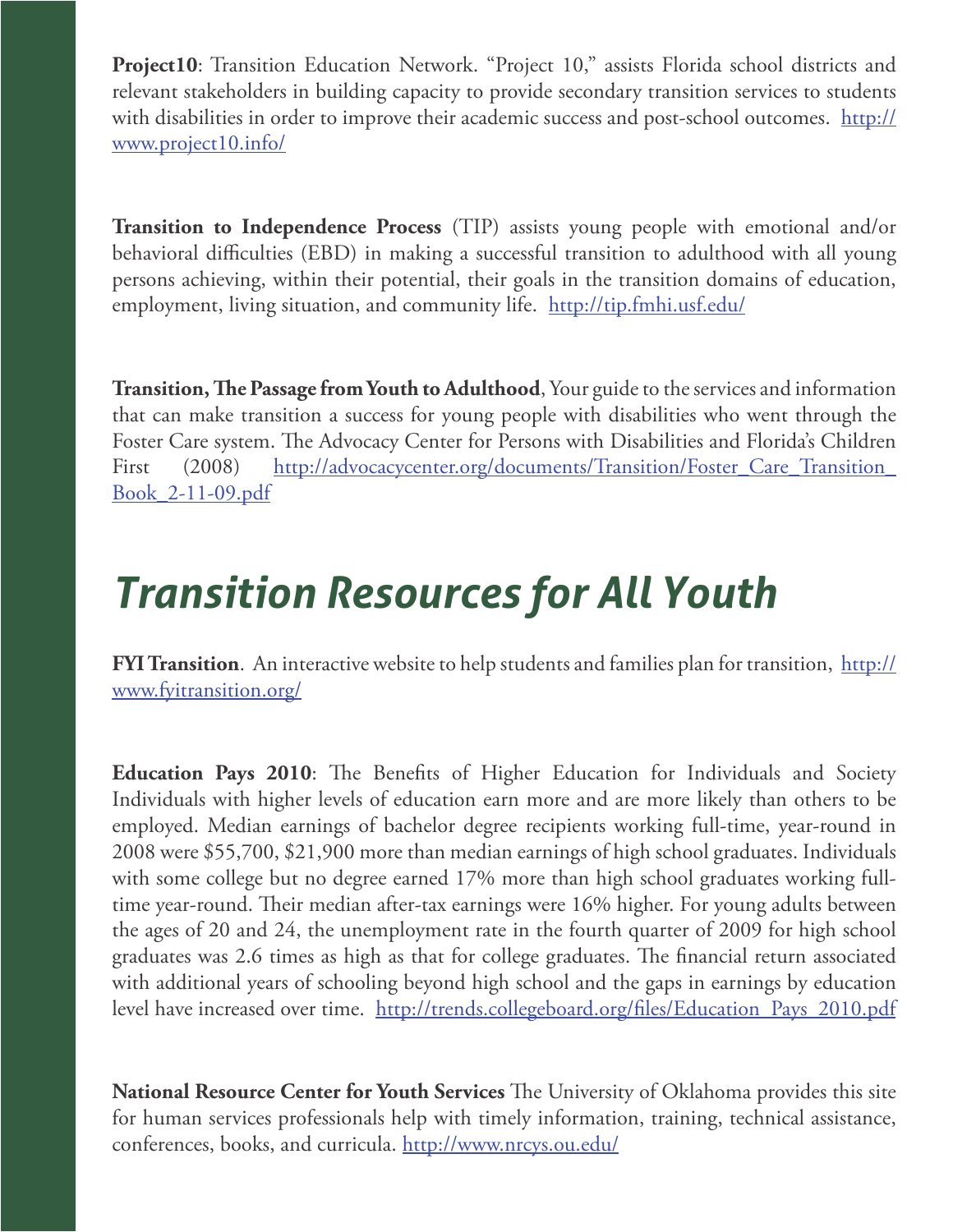**Project10**: Transition Education Network. "Project 10," assists Florida school districts and relevant stakeholders in building capacity to provide secondary transition services to students with disabilities in order to improve their academic success and post-school outcomes. http://www.project10.info/

**Transition to Independence Process** (TIP) assists young people with emotional and/or behavioral difficulties (EBD) in making a successful transition to adulthood with all young persons achieving, within their potential, their goals in the transition domains of education, employment, living situation, and community life. http://tip.fmhi.usf.edu/

**Transition, The Passage from Youth to Adulthood**, Your guide to the services and information that can make transition a success for young people with disabilities who went through the Foster Care system. The Advocacy Center for Persons with Disabilities and Florida's Children First (2008) http://advocacycenter.org/documents/Transition/Foster_Care_Transition_Book_2-11-09.pdf

# *Transition Resources for All Youth*

**FYI Transition**. An interactive website to help students and families plan for transition, http://www.fyitransition.org/

**Education Pays 2010**: The Benefits of Higher Education for Individuals and Society Individuals with higher levels of education earn more and are more likely than others to be employed. Median earnings of bachelor degree recipients working full-time, year-round in 2008 were $55,700, $21,900 more than median earnings of high school graduates. Individuals with some college but no degree earned 17% more than high school graduates working full-time year-round. Their median after-tax earnings were 16% higher. For young adults between the ages of 20 and 24, the unemployment rate in the fourth quarter of 2009 for high school graduates was 2.6 times as high as that for college graduates. The financial return associated with additional years of schooling beyond high school and the gaps in earnings by education level have increased over time. http://trends.collegeboard.org/files/Education_Pays_2010.pdf

**National Resource Center for Youth Services** The University of Oklahoma provides this site for human services professionals help with timely information, training, technical assistance, conferences, books, and curricula. http://www.nrcys.ou.edu/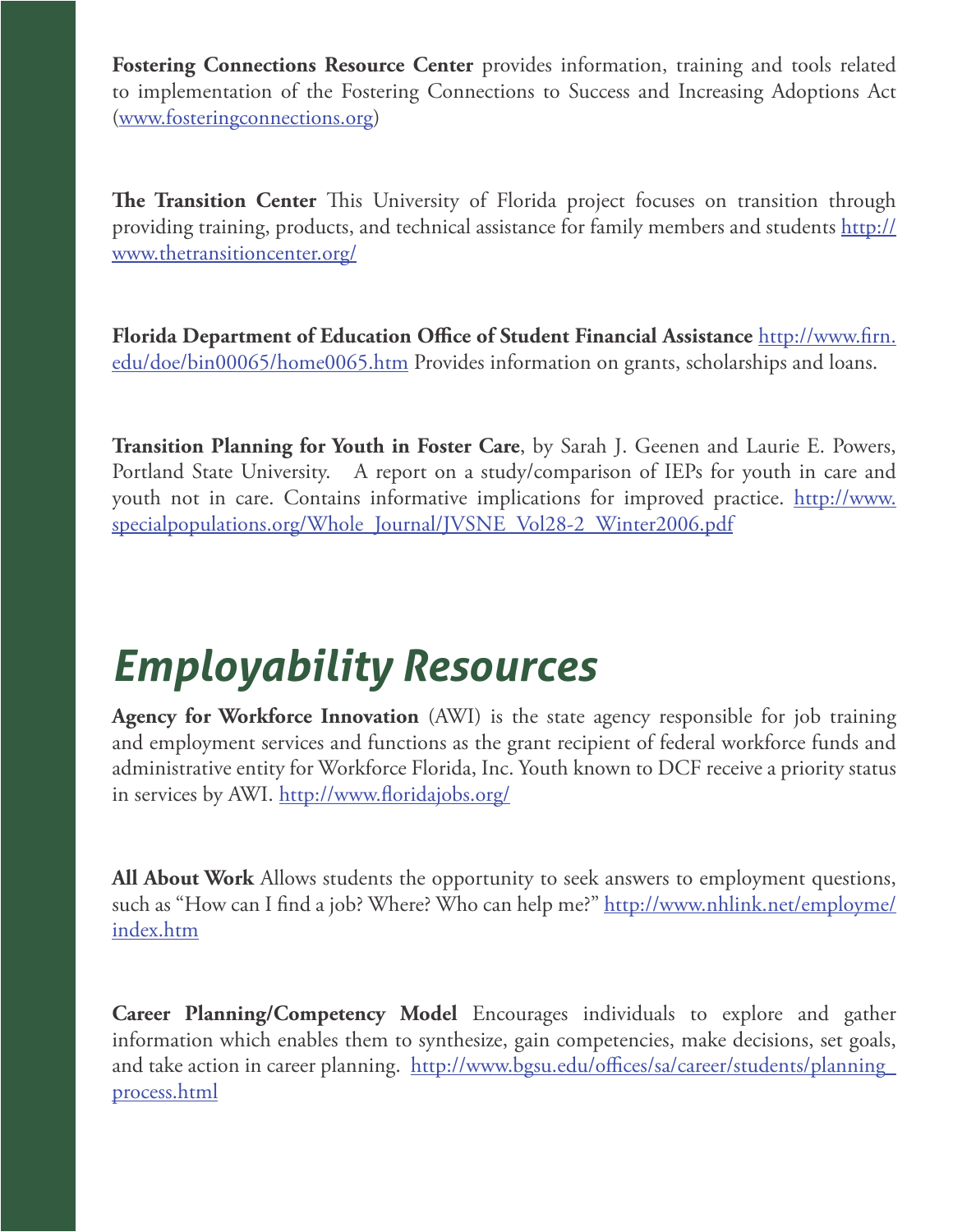**Fostering Connections Resource Center** provides information, training and tools related to implementation of the Fostering Connections to Success and Increasing Adoptions Act (www.fosteringconnections.org)

**The Transition Center** This University of Florida project focuses on transition through providing training, products, and technical assistance for family members and students http://www.thetransitioncenter.org/

**Florida Department of Education Office of Student Financial Assistance** http://www.firn.edu/doe/bin00065/home0065.htm Provides information on grants, scholarships and loans.

**Transition Planning for Youth in Foster Care**, by Sarah J. Geenen and Laurie E. Powers, Portland State University. A report on a study/comparison of IEPs for youth in care and youth not in care. Contains informative implications for improved practice. http://www.specialpopulations.org/Whole_Journal/JVSNE_Vol28-2_Winter2006.pdf

# *Employability Resources*

**Agency for Workforce Innovation** (AWI) is the state agency responsible for job training and employment services and functions as the grant recipient of federal workforce funds and administrative entity for Workforce Florida, Inc. Youth known to DCF receive a priority status in services by AWI. http://www.floridajobs.org/

**All About Work** Allows students the opportunity to seek answers to employment questions, such as "How can I find a job? Where? Who can help me?" http://www.nhlink.net/employme/index.htm

**Career Planning/Competency Model** Encourages individuals to explore and gather information which enables them to synthesize, gain competencies, make decisions, set goals, and take action in career planning. http://www.bgsu.edu/offices/sa/career/students/planning_process.html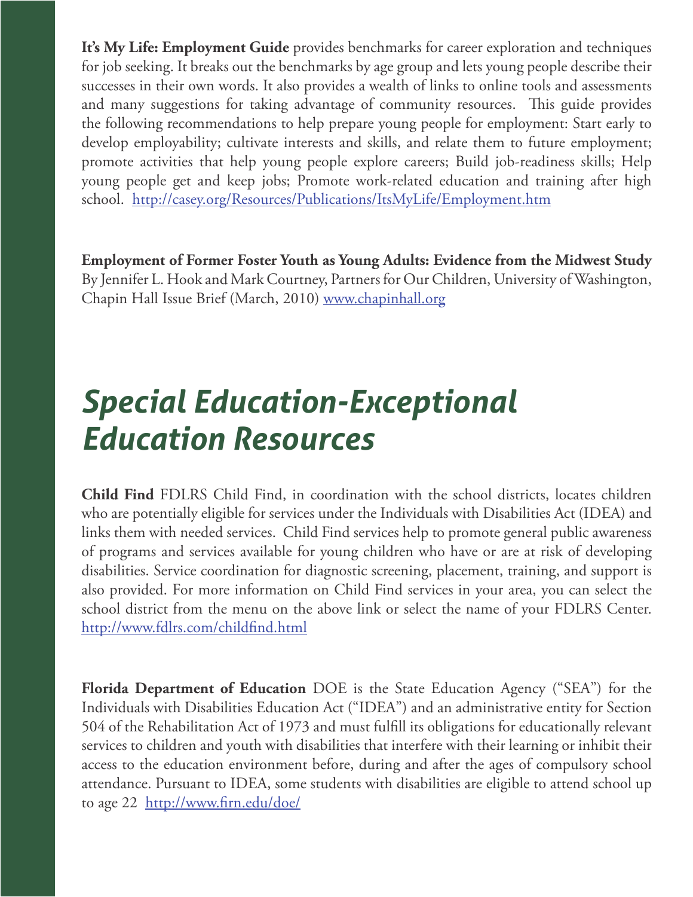**It's My Life: Employment Guide** provides benchmarks for career exploration and techniques for job seeking. It breaks out the benchmarks by age group and lets young people describe their successes in their own words. It also provides a wealth of links to online tools and assessments and many suggestions for taking advantage of community resources. This guide provides the following recommendations to help prepare young people for employment: Start early to develop employability; cultivate interests and skills, and relate them to future employment; promote activities that help young people explore careers; Build job-readiness skills; Help young people get and keep jobs; Promote work-related education and training after high school. http://casey.org/Resources/Publications/ItsMyLife/Employment.htm

**Employment of Former Foster Youth as Young Adults: Evidence from the Midwest Study** By Jennifer L. Hook and Mark Courtney, Partners for Our Children, University of Washington, Chapin Hall Issue Brief (March, 2010) www.chapinhall.org

# *Special Education-Exceptional Education Resources*

**Child Find** FDLRS Child Find, in coordination with the school districts, locates children who are potentially eligible for services under the Individuals with Disabilities Act (IDEA) and links them with needed services. Child Find services help to promote general public awareness of programs and services available for young children who have or are at risk of developing disabilities. Service coordination for diagnostic screening, placement, training, and support is also provided. For more information on Child Find services in your area, you can select the school district from the menu on the above link or select the name of your FDLRS Center. http://www.fdlrs.com/childfind.html

**Florida Department of Education** DOE is the State Education Agency ("SEA") for the Individuals with Disabilities Education Act ("IDEA") and an administrative entity for Section 504 of the Rehabilitation Act of 1973 and must fulfill its obligations for educationally relevant services to children and youth with disabilities that interfere with their learning or inhibit their access to the education environment before, during and after the ages of compulsory school attendance. Pursuant to IDEA, some students with disabilities are eligible to attend school up to age 22 http://www.firn.edu/doe/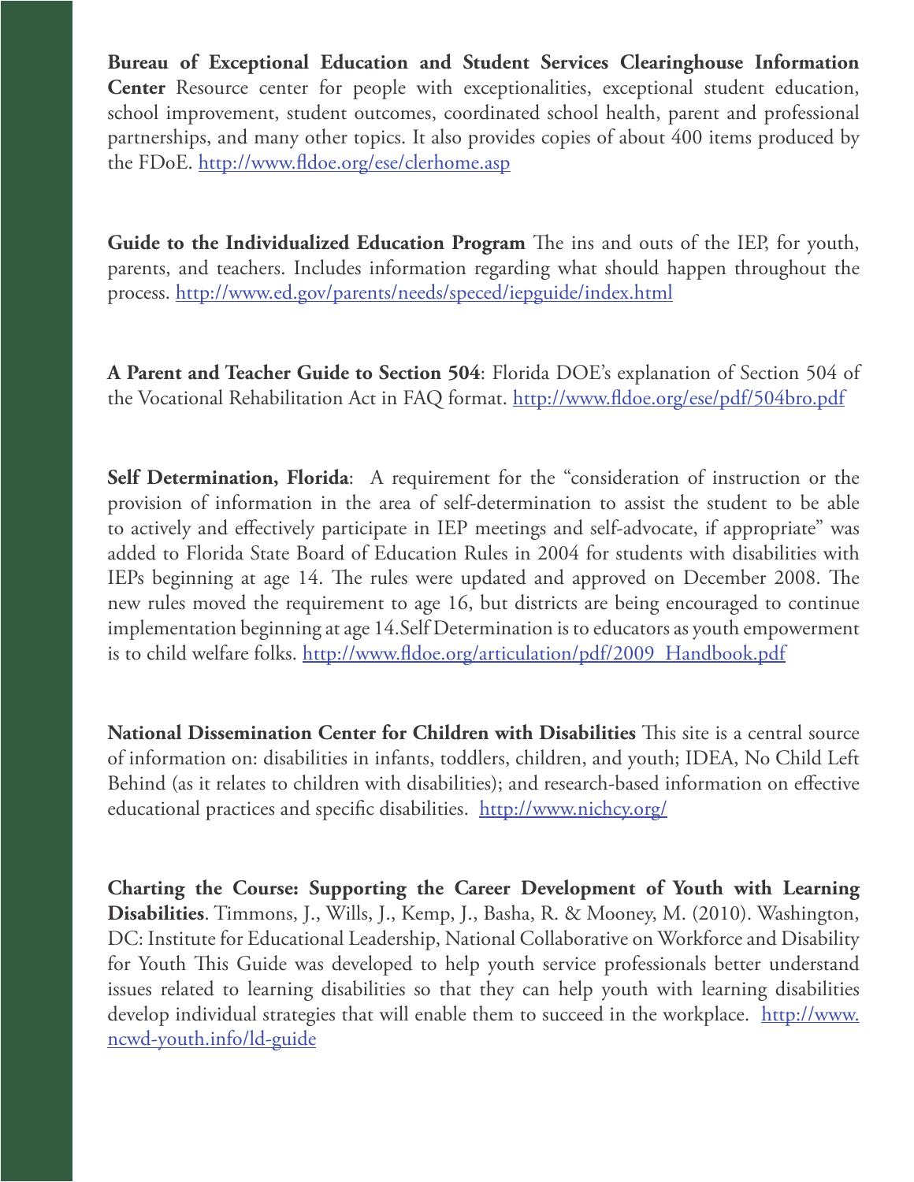**Bureau of Exceptional Education and Student Services Clearinghouse Information Center** Resource center for people with exceptionalities, exceptional student education, school improvement, student outcomes, coordinated school health, parent and professional partnerships, and many other topics. It also provides copies of about 400 items produced by the FDoE. http://www.fldoe.org/ese/clerhome.asp

**Guide to the Individualized Education Program** The ins and outs of the IEP, for youth, parents, and teachers. Includes information regarding what should happen throughout the process. http://www.ed.gov/parents/needs/speced/iepguide/index.html

**A Parent and Teacher Guide to Section 504**: Florida DOE's explanation of Section 504 of the Vocational Rehabilitation Act in FAQ format. http://www.fldoe.org/ese/pdf/504bro.pdf

**Self Determination, Florida**: A requirement for the "consideration of instruction or the provision of information in the area of self-determination to assist the student to be able to actively and effectively participate in IEP meetings and self-advocate, if appropriate" was added to Florida State Board of Education Rules in 2004 for students with disabilities with IEPs beginning at age 14. The rules were updated and approved on December 2008. The new rules moved the requirement to age 16, but districts are being encouraged to continue implementation beginning at age 14.Self Determination is to educators as youth empowerment is to child welfare folks. http://www.fldoe.org/articulation/pdf/2009_Handbook.pdf

**National Dissemination Center for Children with Disabilities** This site is a central source of information on: disabilities in infants, toddlers, children, and youth; IDEA, No Child Left Behind (as it relates to children with disabilities); and research-based information on effective educational practices and specific disabilities. http://www.nichcy.org/

**Charting the Course: Supporting the Career Development of Youth with Learning Disabilities**. Timmons, J., Wills, J., Kemp, J., Basha, R. & Mooney, M. (2010). Washington, DC: Institute for Educational Leadership, National Collaborative on Workforce and Disability for Youth This Guide was developed to help youth service professionals better understand issues related to learning disabilities so that they can help youth with learning disabilities develop individual strategies that will enable them to succeed in the workplace. http://www.ncwd-youth.info/ld-guide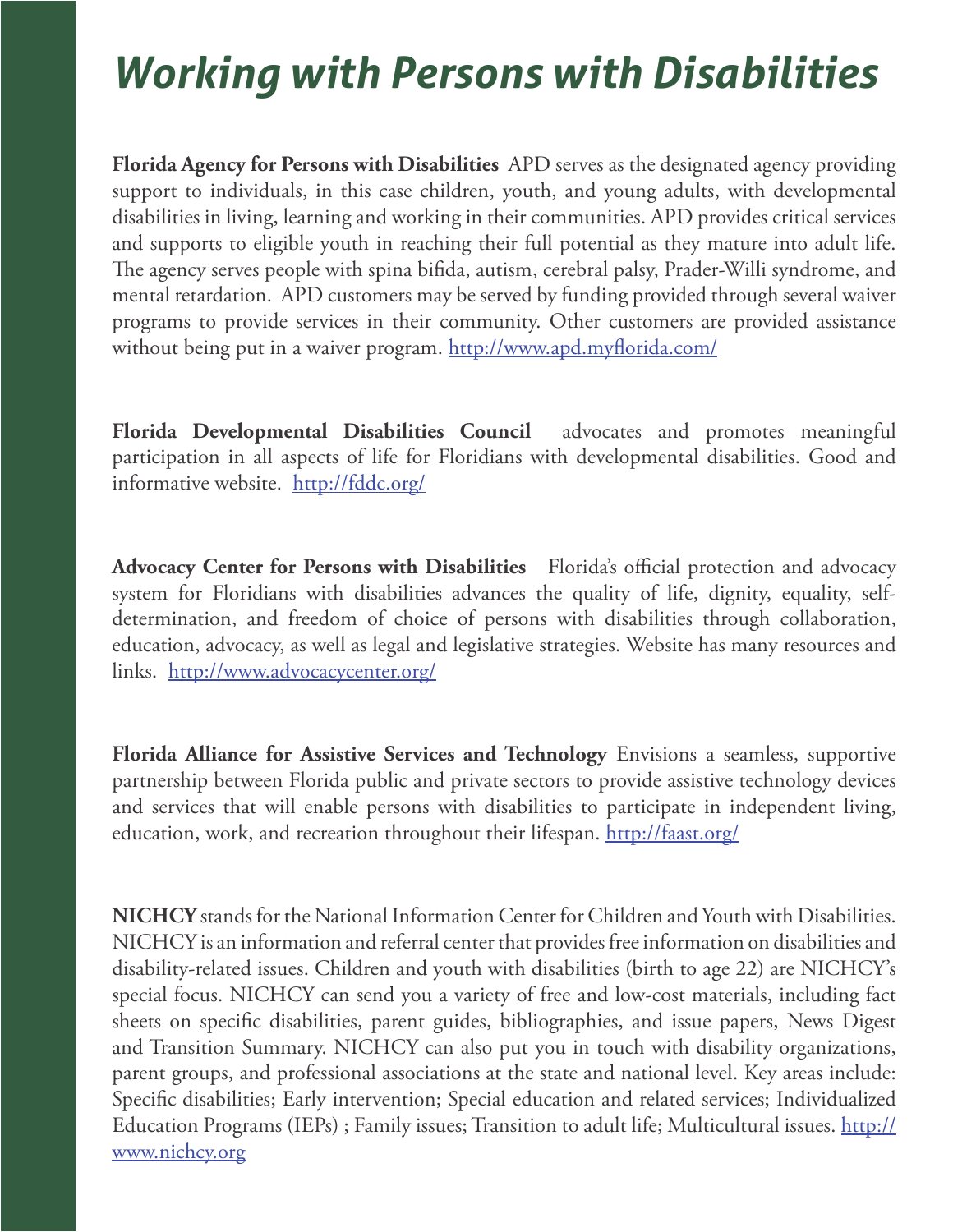# *Working with Persons with Disabilities*

**Florida Agency for Persons with Disabilities** APD serves as the designated agency providing support to individuals, in this case children, youth, and young adults, with developmental disabilities in living, learning and working in their communities. APD provides critical services and supports to eligible youth in reaching their full potential as they mature into adult life. The agency serves people with spina bifida, autism, cerebral palsy, Prader-Willi syndrome, and mental retardation. APD customers may be served by funding provided through several waiver programs to provide services in their community. Other customers are provided assistance without being put in a waiver program. http://www.apd.myflorida.com/

**Florida Developmental Disabilities Council** advocates and promotes meaningful participation in all aspects of life for Floridians with developmental disabilities. Good and informative website. http://fddc.org/

**Advocacy Center for Persons with Disabilities** Florida's official protection and advocacy system for Floridians with disabilities advances the quality of life, dignity, equality, self-determination, and freedom of choice of persons with disabilities through collaboration, education, advocacy, as well as legal and legislative strategies. Website has many resources and links. http://www.advocacycenter.org/

**Florida Alliance for Assistive Services and Technology** Envisions a seamless, supportive partnership between Florida public and private sectors to provide assistive technology devices and services that will enable persons with disabilities to participate in independent living, education, work, and recreation throughout their lifespan. http://faast.org/

**NICHCY** stands for the National Information Center for Children and Youth with Disabilities. NICHCY is an information and referral center that provides free information on disabilities and disability-related issues. Children and youth with disabilities (birth to age 22) are NICHCY's special focus. NICHCY can send you a variety of free and low-cost materials, including fact sheets on specific disabilities, parent guides, bibliographies, and issue papers, News Digest and Transition Summary. NICHCY can also put you in touch with disability organizations, parent groups, and professional associations at the state and national level. Key areas include: Specific disabilities; Early intervention; Special education and related services; Individualized Education Programs (IEPs) ; Family issues; Transition to adult life; Multicultural issues. http://www.nichcy.org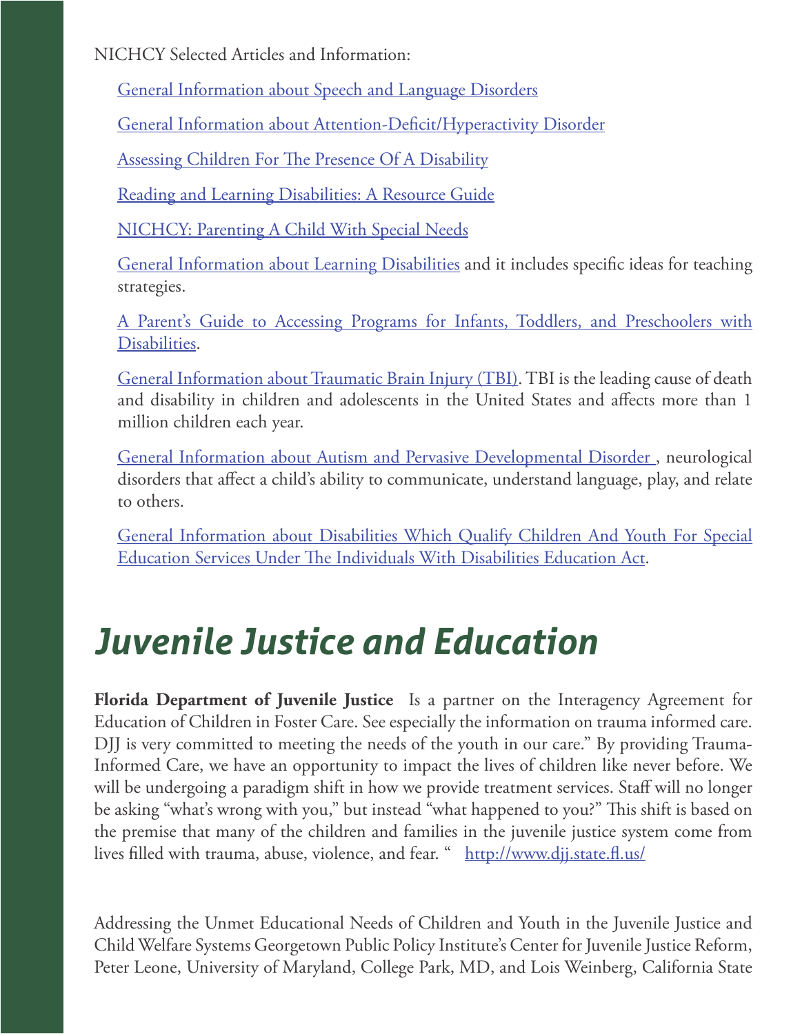NICHCY Selected Articles and Information:

General Information about Speech and Language Disorders

General Information about Attention-Deficit/Hyperactivity Disorder

Assessing Children For The Presence Of A Disability

Reading and Learning Disabilities: A Resource Guide

NICHCY: Parenting A Child With Special Needs

General Information about Learning Disabilities and it includes specific ideas for teaching strategies.

A Parent's Guide to Accessing Programs for Infants, Toddlers, and Preschoolers with Disabilities.

General Information about Traumatic Brain Injury (TBI). TBI is the leading cause of death and disability in children and adolescents in the United States and affects more than 1 million children each year.

General Information about Autism and Pervasive Developmental Disorder , neurological disorders that affect a child's ability to communicate, understand language, play, and relate to others.

General Information about Disabilities Which Qualify Children And Youth For Special Education Services Under The Individuals With Disabilities Education Act.

# *Juvenile Justice and Education*

**Florida Department of Juvenile Justice** Is a partner on the Interagency Agreement for Education of Children in Foster Care. See especially the information on trauma informed care. DJJ is very committed to meeting the needs of the youth in our care." By providing Trauma-Informed Care, we have an opportunity to impact the lives of children like never before. We will be undergoing a paradigm shift in how we provide treatment services. Staff will no longer be asking "what's wrong with you," but instead "what happened to you?" This shift is based on the premise that many of the children and families in the juvenile justice system come from lives filled with trauma, abuse, violence, and fear. " http://www.djj.state.fl.us/

Addressing the Unmet Educational Needs of Children and Youth in the Juvenile Justice and Child Welfare Systems Georgetown Public Policy Institute's Center for Juvenile Justice Reform, Peter Leone, University of Maryland, College Park, MD, and Lois Weinberg, California State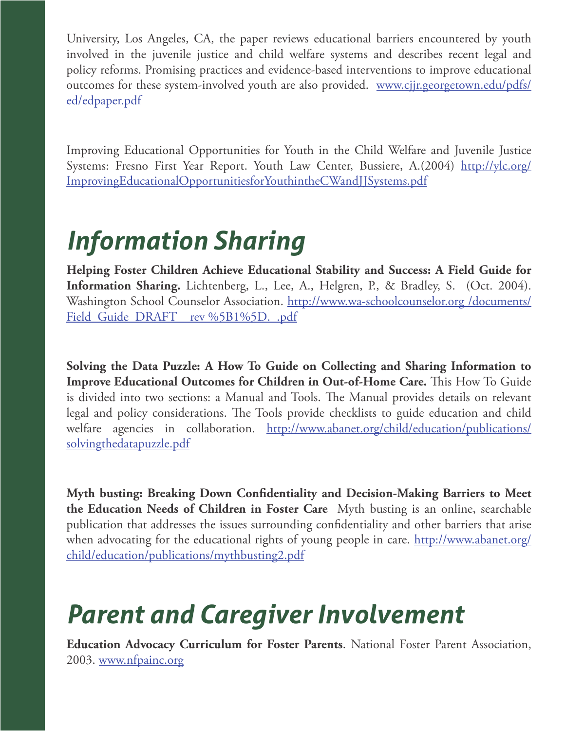University, Los Angeles, CA, the paper reviews educational barriers encountered by youth involved in the juvenile justice and child welfare systems and describes recent legal and policy reforms. Promising practices and evidence-based interventions to improve educational outcomes for these system-involved youth are also provided. www.cjjr.georgetown.edu/pdfs/ed/edpaper.pdf

Improving Educational Opportunities for Youth in the Child Welfare and Juvenile Justice Systems: Fresno First Year Report. Youth Law Center, Bussiere, A.(2004) http://ylc.org/ImprovingEducationalOpportunitiesforYouthintheCWandJJSystems.pdf

# *Information Sharing*

**Helping Foster Children Achieve Educational Stability and Success: A Field Guide for Information Sharing.** Lichtenberg, L., Lee, A., Helgren, P., & Bradley, S. (Oct. 2004). Washington School Counselor Association. http://www.wa-schoolcounselor.org /documents/Field_Guide_DRAFT__rev %5B1%5D._.pdf

**Solving the Data Puzzle: A How To Guide on Collecting and Sharing Information to Improve Educational Outcomes for Children in Out-of-Home Care.** This How To Guide is divided into two sections: a Manual and Tools. The Manual provides details on relevant legal and policy considerations. The Tools provide checklists to guide education and child welfare agencies in collaboration. http://www.abanet.org/child/education/publications/solvingthedatapuzzle.pdf

**Myth busting: Breaking Down Confidentiality and Decision-Making Barriers to Meet the Education Needs of Children in Foster Care** Myth busting is an online, searchable publication that addresses the issues surrounding confidentiality and other barriers that arise when advocating for the educational rights of young people in care. http://www.abanet.org/child/education/publications/mythbusting2.pdf

# *Parent and Caregiver Involvement*

**Education Advocacy Curriculum for Foster Parents**. National Foster Parent Association, 2003. www.nfpainc.org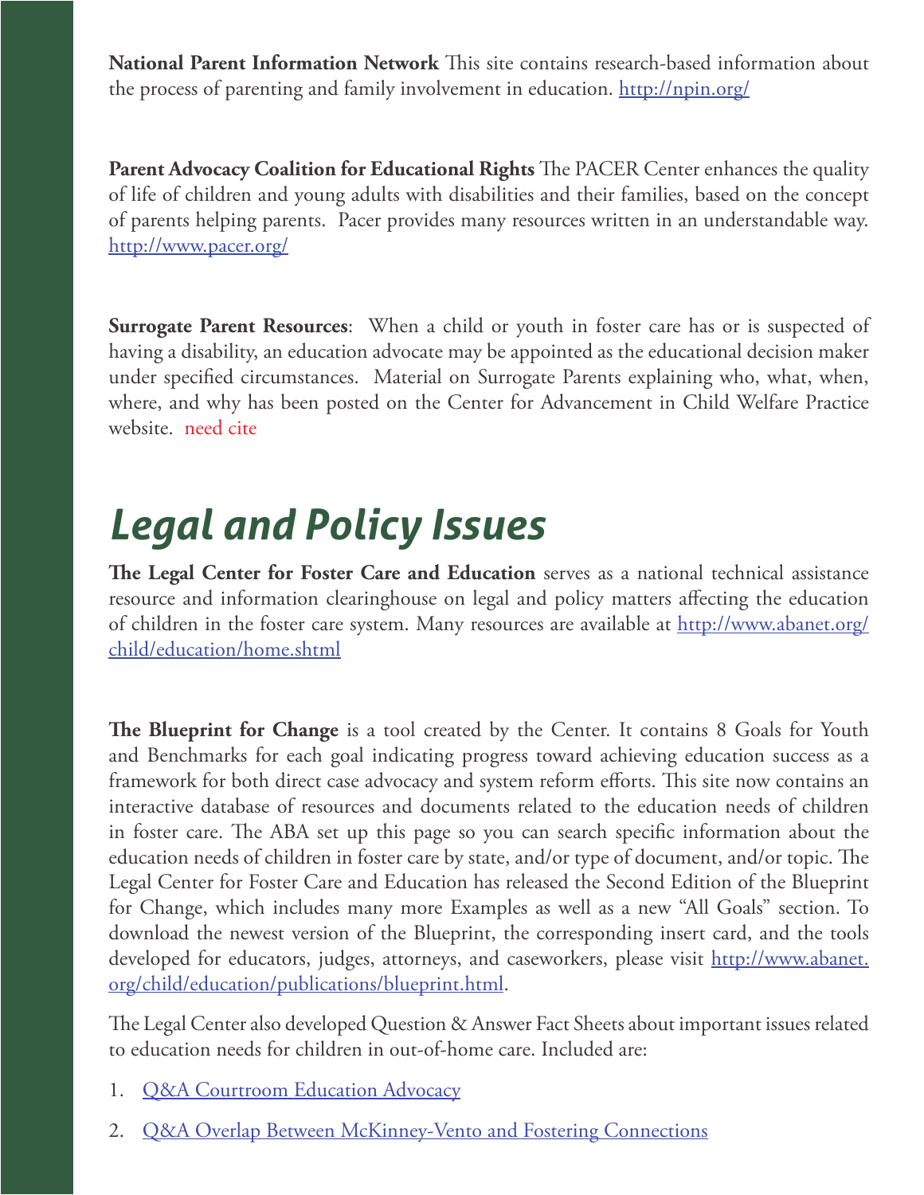**National Parent Information Network** This site contains research-based information about the process of parenting and family involvement in education. http://npin.org/

**Parent Advocacy Coalition for Educational Rights** The PACER Center enhances the quality of life of children and young adults with disabilities and their families, based on the concept of parents helping parents. Pacer provides many resources written in an understandable way. http://www.pacer.org/

**Surrogate Parent Resources**: When a child or youth in foster care has or is suspected of having a disability, an education advocate may be appointed as the educational decision maker under specified circumstances. Material on Surrogate Parents explaining who, what, when, where, and why has been posted on the Center for Advancement in Child Welfare Practice website. need cite

# *Legal and Policy Issues*

**The Legal Center for Foster Care and Education** serves as a national technical assistance resource and information clearinghouse on legal and policy matters affecting the education of children in the foster care system. Many resources are available at http://www.abanet.org/child/education/home.shtml

**The Blueprint for Change** is a tool created by the Center. It contains 8 Goals for Youth and Benchmarks for each goal indicating progress toward achieving education success as a framework for both direct case advocacy and system reform efforts. This site now contains an interactive database of resources and documents related to the education needs of children in foster care. The ABA set up this page so you can search specific information about the education needs of children in foster care by state, and/or type of document, and/or topic. The Legal Center for Foster Care and Education has released the Second Edition of the Blueprint for Change, which includes many more Examples as well as a new "All Goals" section. To download the newest version of the Blueprint, the corresponding insert card, and the tools developed for educators, judges, attorneys, and caseworkers, please visit http://www.abanet.org/child/education/publications/blueprint.html.

The Legal Center also developed Question & Answer Fact Sheets about important issues related to education needs for children in out-of-home care. Included are:

1. Q&A Courtroom Education Advocacy
2. Q&A Overlap Between McKinney-Vento and Fostering Connections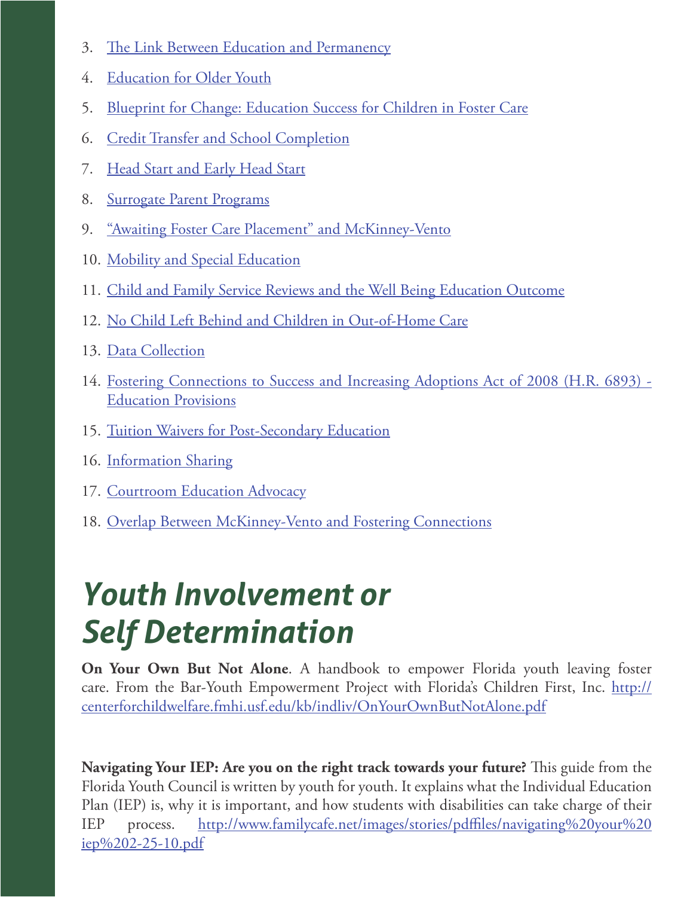3. The Link Between Education and Permanency
4. Education for Older Youth
5. Blueprint for Change: Education Success for Children in Foster Care
6. Credit Transfer and School Completion
7. Head Start and Early Head Start
8. Surrogate Parent Programs
9. "Awaiting Foster Care Placement" and McKinney-Vento
10. Mobility and Special Education
11. Child and Family Service Reviews and the Well Being Education Outcome
12. No Child Left Behind and Children in Out-of-Home Care
13. Data Collection
14. Fostering Connections to Success and Increasing Adoptions Act of 2008 (H.R. 6893) - Education Provisions
15. Tuition Waivers for Post-Secondary Education
16. Information Sharing
17. Courtroom Education Advocacy
18. Overlap Between McKinney-Vento and Fostering Connections

# *Youth Involvement or Self Determination*

**On Your Own But Not Alone**. A handbook to empower Florida youth leaving foster care. From the Bar-Youth Empowerment Project with Florida's Children First, Inc. http://centerforchildwelfare.fmhi.usf.edu/kb/indliv/OnYourOwnButNotAlone.pdf

**Navigating Your IEP: Are you on the right track towards your future?** This guide from the Florida Youth Council is written by youth for youth. It explains what the Individual Education Plan (IEP) is, why it is important, and how students with disabilities can take charge of their IEP process. http://www.familycafe.net/images/stories/pdffiles/navigating%20your%20iep%202-25-10.pdf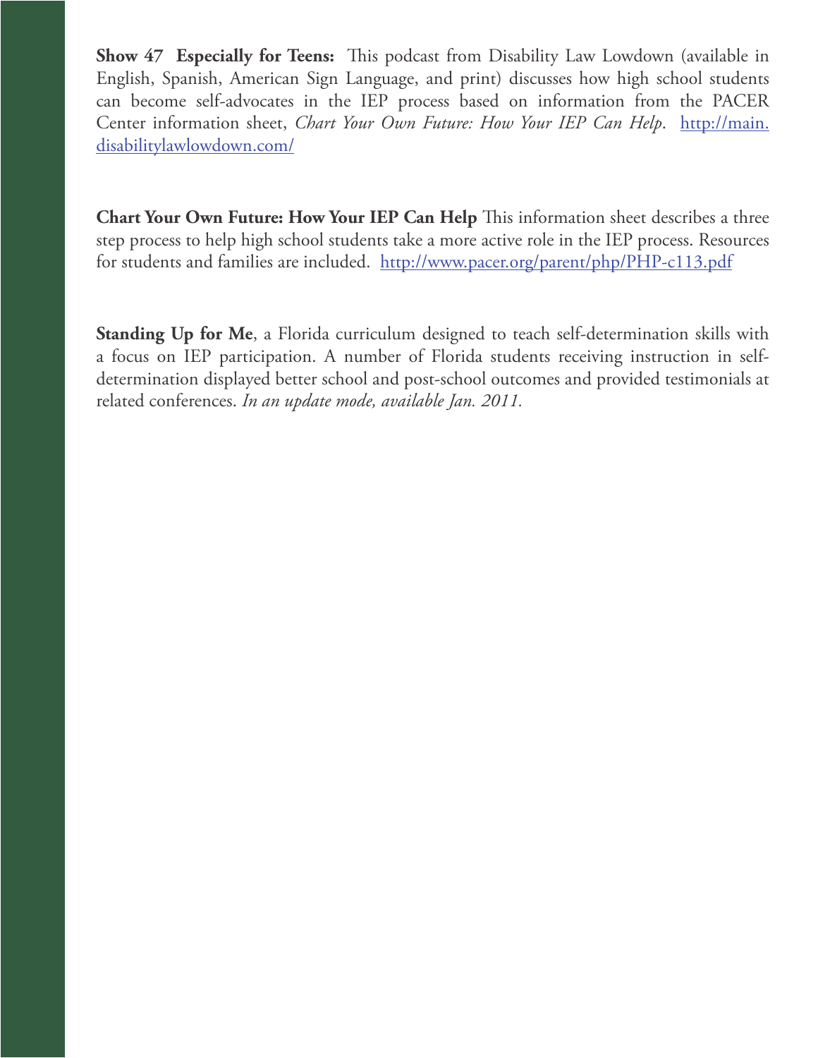**Show 47 Especially for Teens:** This podcast from Disability Law Lowdown (available in English, Spanish, American Sign Language, and print) discusses how high school students can become self-advocates in the IEP process based on information from the PACER Center information sheet, *Chart Your Own Future: How Your IEP Can Help*. http://main.disabilitylawlowdown.com/

**Chart Your Own Future: How Your IEP Can Help** This information sheet describes a three step process to help high school students take a more active role in the IEP process. Resources for students and families are included. http://www.pacer.org/parent/php/PHP-c113.pdf

**Standing Up for Me**, a Florida curriculum designed to teach self-determination skills with a focus on IEP participation. A number of Florida students receiving instruction in self-determination displayed better school and post-school outcomes and provided testimonials at related conferences. *In an update mode, available Jan. 2011.*